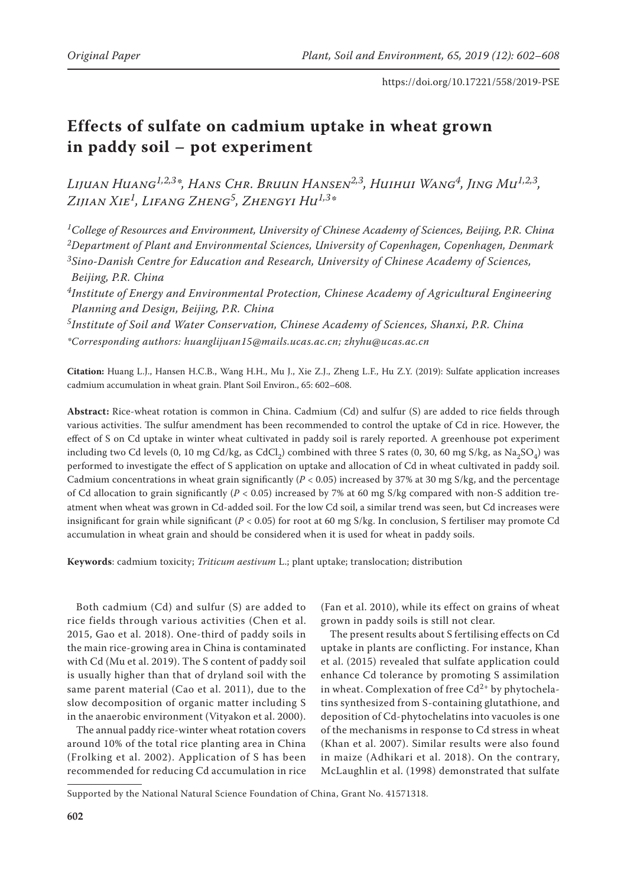# Effects of sulfate on cadmium uptake in wheat grown in paddy soil – pot experiment

*Lijuan Huang[1,2,3]\*, Hans Chr. Bruun Hansen[2,3], Huihui Wang[4], Jing Mu[1,2,3], Zijian Xie[1], Lifang Zheng[5], Zhengyi Hu[1,3]\**

[1]College of Resources and Environment, University of Chinese Academy of Sciences, Beijing, P.R. China

[2]Department of Plant and Environmental Sciences, University of Copenhagen, Copenhagen, Denmark

[3]Sino-Danish Centre for Education and Research, University of Chinese Academy of Sciences, Beijing, P.R. China

[4]Institute of Energy and Environmental Protection, Chinese Academy of Agricultural Engineering Planning and Design, Beijing, P.R. China

[5]Institute of Soil and Water Conservation, Chinese Academy of Sciences, Shanxi, P.R. China

*\*Corresponding authors: huanglijuan15@mails.ucas.ac.cn; zhyhu@ucas.ac.cn*

**Citation:** Huang L.J., Hansen H.C.B., Wang H.H., Mu J., Xie Z.J., Zheng L.F., Hu Z.Y. (2019): Sulfate application increases cadmium accumulation in wheat grain. Plant Soil Environ., 65: 602–608.

**Abstract:** Rice-wheat rotation is common in China. Cadmium (Cd) and sulfur (S) are added to rice fields through various activities. The sulfur amendment has been recommended to control the uptake of Cd in rice. However, the effect of S on Cd uptake in winter wheat cultivated in paddy soil is rarely reported. A greenhouse pot experiment including two Cd levels (0, 10 mg Cd/kg, as $CdCl_2$) combined with three S rates (0, 30, 60 mg S/kg, as $Na_2SO_4$) was performed to investigate the effect of S application on uptake and allocation of Cd in wheat cultivated in paddy soil. Cadmium concentrations in wheat grain significantly ($P < 0.05$) increased by 37% at 30 mg S/kg, and the percentage of Cd allocation to grain significantly ($P < 0.05$) increased by 7% at 60 mg S/kg compared with non-S addition treatment when wheat was grown in Cd-added soil. For the low Cd soil, a similar trend was seen, but Cd increases were insignificant for grain while significant ($P < 0.05$) for root at 60 mg S/kg. In conclusion, S fertiliser may promote Cd accumulation in wheat grain and should be considered when it is used for wheat in paddy soils.

**Keywords**: cadmium toxicity; *Triticum aestivum* L.; plant uptake; translocation; distribution

Both cadmium (Cd) and sulfur (S) are added to rice fields through various activities (Chen et al. 2015, Gao et al. 2018). One-third of paddy soils in the main rice-growing area in China is contaminated with Cd (Mu et al. 2019). The S content of paddy soil is usually higher than that of dryland soil with the same parent material (Cao et al. 2011), due to the slow decomposition of organic matter including S in the anaerobic environment (Vityakon et al. 2000).

The annual paddy rice-winter wheat rotation covers around 10% of the total rice planting area in China (Frolking et al. 2002). Application of S has been recommended for reducing Cd accumulation in rice (Fan et al. 2010), while its effect on grains of wheat grown in paddy soils is still not clear.

The present results about S fertilising effects on Cd uptake in plants are conflicting. For instance, Khan et al. (2015) revealed that sulfate application could enhance Cd tolerance by promoting S assimilation in wheat. Complexation of free $Cd^{2+}$ by phytochelatins synthesized from S-containing glutathione, and deposition of Cd-phytochelatins into vacuoles is one of the mechanisms in response to Cd stress in wheat (Khan et al. 2007). Similar results were also found in maize (Adhikari et al. 2018). On the contrary, McLaughlin et al. (1998) demonstrated that sulfate

Supported by the National Natural Science Foundation of China, Grant No. 41571318.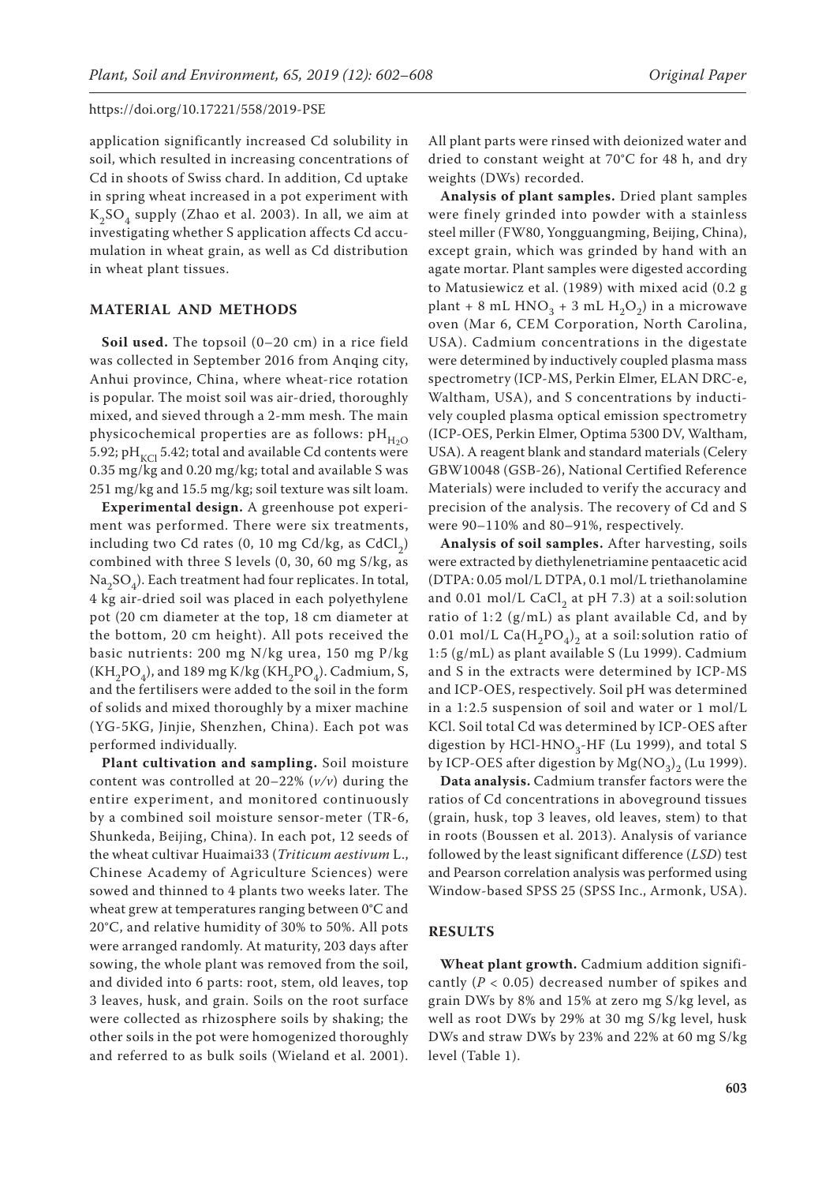application significantly increased Cd solubility in soil, which resulted in increasing concentrations of Cd in shoots of Swiss chard. In addition, Cd uptake in spring wheat increased in a pot experiment with $K_2SO_4$ supply (Zhao et al. 2003). In all, we aim at investigating whether S application affects Cd accumulation in wheat grain, as well as Cd distribution in wheat plant tissues.

## MATERIAL AND METHODS

**Soil used.** The topsoil (0–20 cm) in a rice field was collected in September 2016 from Anqing city, Anhui province, China, where wheat-rice rotation is popular. The moist soil was air-dried, thoroughly mixed, and sieved through a 2-mm mesh. The main physicochemical properties are as follows: $pH_{H_2O}$ 5.92; $pH_{KCl}$ 5.42; total and available Cd contents were 0.35 mg/kg and 0.20 mg/kg; total and available S was 251 mg/kg and 15.5 mg/kg; soil texture was silt loam.

**Experimental design.** A greenhouse pot experiment was performed. There were six treatments, including two Cd rates (0, 10 mg Cd/kg, as $CdCl_2$) combined with three S levels (0, 30, 60 mg S/kg, as $Na_2SO_4$). Each treatment had four replicates. In total, 4 kg air-dried soil was placed in each polyethylene pot (20 cm diameter at the top, 18 cm diameter at the bottom, 20 cm height). All pots received the basic nutrients: 200 mg N/kg urea, 150 mg P/kg ($KH_2PO_4$), and 189 mg K/kg ($KH_2PO_4$). Cadmium, S, and the fertilisers were added to the soil in the form of solids and mixed thoroughly by a mixer machine (YG-5KG, Jinjie, Shenzhen, China). Each pot was performed individually.

**Plant cultivation and sampling.** Soil moisture content was controlled at 20–22% (*v/v*) during the entire experiment, and monitored continuously by a combined soil moisture sensor-meter (TR-6, Shunkeda, Beijing, China). In each pot, 12 seeds of the wheat cultivar Huaimai33 (*Triticum aestivum* L., Chinese Academy of Agriculture Sciences) were sowed and thinned to 4 plants two weeks later. The wheat grew at temperatures ranging between 0°C and 20°C, and relative humidity of 30% to 50%. All pots were arranged randomly. At maturity, 203 days after sowing, the whole plant was removed from the soil, and divided into 6 parts: root, stem, old leaves, top 3 leaves, husk, and grain. Soils on the root surface were collected as rhizosphere soils by shaking; the other soils in the pot were homogenized thoroughly and referred to as bulk soils (Wieland et al. 2001). All plant parts were rinsed with deionized water and dried to constant weight at 70°C for 48 h, and dry weights (DWs) recorded.

**Analysis of plant samples.** Dried plant samples were finely grinded into powder with a stainless steel miller (FW80, Yongguangming, Beijing, China), except grain, which was grinded by hand with an agate mortar. Plant samples were digested according to Matusiewicz et al. (1989) with mixed acid (0.2 g plant + 8 mL $HNO_3$ + 3 mL $H_2O_2$) in a microwave oven (Mar 6, CEM Corporation, North Carolina, USA). Cadmium concentrations in the digestate were determined by inductively coupled plasma mass spectrometry (ICP-MS, Perkin Elmer, ELAN DRC-e, Waltham, USA), and S concentrations by inductively coupled plasma optical emission spectrometry (ICP-OES, Perkin Elmer, Optima 5300 DV, Waltham, USA). A reagent blank and standard materials (Celery GBW10048 (GSB-26), National Certified Reference Materials) were included to verify the accuracy and precision of the analysis. The recovery of Cd and S were 90–110% and 80–91%, respectively.

**Analysis of soil samples.** After harvesting, soils were extracted by diethylenetriamine pentaacetic acid (DTPA: 0.05 mol/L DTPA, 0.1 mol/L triethanolamine and 0.01 mol/L $CaCl_2$ at pH 7.3) at a soil:solution ratio of 1:2 (g/mL) as plant available Cd, and by 0.01 mol/L $Ca(H_2PO_4)_2$ at a soil:solution ratio of 1:5 (g/mL) as plant available S (Lu 1999). Cadmium and S in the extracts were determined by ICP-MS and ICP-OES, respectively. Soil pH was determined in a 1:2.5 suspension of soil and water or 1 mol/L KCl. Soil total Cd was determined by ICP-OES after digestion by HCl-$HNO_3$-HF (Lu 1999), and total S by ICP-OES after digestion by $Mg(NO_3)_2$ (Lu 1999).

**Data analysis.** Cadmium transfer factors were the ratios of Cd concentrations in aboveground tissues (grain, husk, top 3 leaves, old leaves, stem) to that in roots (Boussen et al. 2013). Analysis of variance followed by the least significant difference (*LSD*) test and Pearson correlation analysis was performed using Window-based SPSS 25 (SPSS Inc., Armonk, USA).

## RESULTS

**Wheat plant growth.** Cadmium addition significantly ($P < 0.05$) decreased number of spikes and grain DWs by 8% and 15% at zero mg S/kg level, as well as root DWs by 29% at 30 mg S/kg level, husk DWs and straw DWs by 23% and 22% at 60 mg S/kg level (Table 1).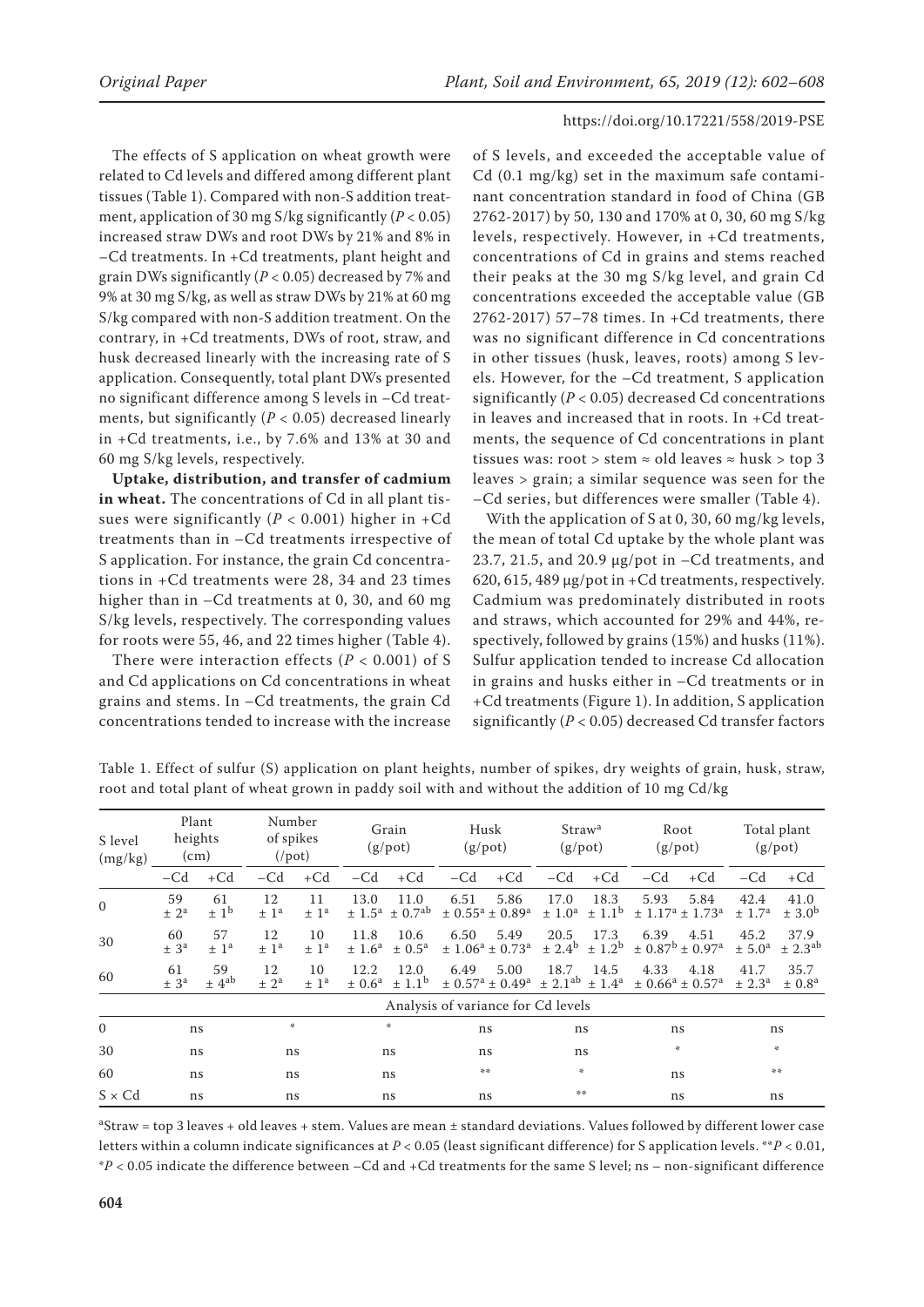The effects of S application on wheat growth were related to Cd levels and differed among different plant tissues (Table 1). Compared with non-S addition treatment, application of 30 mg S/kg significantly ($P < 0.05$) increased straw DWs and root DWs by 21% and 8% in –Cd treatments. In +Cd treatments, plant height and grain DWs significantly ($P < 0.05$) decreased by 7% and 9% at 30 mg S/kg, as well as straw DWs by 21% at 60 mg S/kg compared with non-S addition treatment. On the contrary, in +Cd treatments, DWs of root, straw, and husk decreased linearly with the increasing rate of S application. Consequently, total plant DWs presented no significant difference among S levels in –Cd treatments, but significantly ($P < 0.05$) decreased linearly in +Cd treatments, i.e., by 7.6% and 13% at 30 and 60 mg S/kg levels, respectively.

**Uptake, distribution, and transfer of cadmium in wheat.** The concentrations of Cd in all plant tissues were significantly ($P < 0.001$) higher in +Cd treatments than in –Cd treatments irrespective of S application. For instance, the grain Cd concentrations in +Cd treatments were 28, 34 and 23 times higher than in –Cd treatments at 0, 30, and 60 mg S/kg levels, respectively. The corresponding values for roots were 55, 46, and 22 times higher (Table 4).

There were interaction effects ($P < 0.001$) of S and Cd applications on Cd concentrations in wheat grains and stems. In –Cd treatments, the grain Cd concentrations tended to increase with the increase of S levels, and exceeded the acceptable value of Cd (0.1 mg/kg) set in the maximum safe contaminant concentration standard in food of China (GB 2762-2017) by 50, 130 and 170% at 0, 30, 60 mg S/kg levels, respectively. However, in +Cd treatments, concentrations of Cd in grains and stems reached their peaks at the 30 mg S/kg level, and grain Cd concentrations exceeded the acceptable value (GB 2762-2017) 57–78 times. In +Cd treatments, there was no significant difference in Cd concentrations in other tissues (husk, leaves, roots) among S levels. However, for the –Cd treatment, S application significantly ($P < 0.05$) decreased Cd concentrations in leaves and increased that in roots. In +Cd treatments, the sequence of Cd concentrations in plant tissues was: root > stem ≈ old leaves ≈ husk > top 3 leaves > grain; a similar sequence was seen for the –Cd series, but differences were smaller (Table 4).

With the application of S at 0, 30, 60 mg/kg levels, the mean of total Cd uptake by the whole plant was 23.7, 21.5, and 20.9 μg/pot in –Cd treatments, and 620, 615, 489 μg/pot in +Cd treatments, respectively. Cadmium was predominately distributed in roots and straws, which accounted for 29% and 44%, respectively, followed by grains (15%) and husks (11%). Sulfur application tended to increase Cd allocation in grains and husks either in –Cd treatments or in +Cd treatments (Figure 1). In addition, S application significantly ($P < 0.05$) decreased Cd transfer factors

Table 1. Effect of sulfur (S) application on plant heights, number of spikes, dry weights of grain, husk, straw, root and total plant of wheat grown in paddy soil with and without the addition of 10 mg Cd/kg

| S level (mg/kg) | Plant heights (cm) | | Number of spikes (/pot) | | Grain (g/pot) | | Husk (g/pot) | | Straw[a] (g/pot) | | Root (g/pot) | | Total plant (g/pot) | |
|---|---|---|---|---|---|---|---|---|---|---|---|---|---|---|
| | –Cd | +Cd | –Cd | +Cd | –Cd | +Cd | –Cd | +Cd | –Cd | +Cd | –Cd | +Cd | –Cd | +Cd |
| 0 | 59 ± 2[a] | 61 ± 1[b] | 12 ± 1[a] | 11 ± 1[a] | 13.0 ± 1.5[a] | 11.0 ± 0.7[ab] | 6.51 ± 0.55[a] | 5.86 ± 0.89[a] | 17.0 ± 1.0[a] | 18.3 ± 1.1[b] | 5.93 ± 1.17[a] | 5.84 ± 1.73[a] | 42.4 ± 1.7[a] | 41.0 ± 3.0[b] |
| 30 | 60 ± 3[a] | 57 ± 1[a] | 12 ± 1[a] | 10 ± 1[a] | 11.8 ± 1.6[a] | 10.6 ± 0.5[a] | 6.50 ± 1.06[a] | 5.49 ± 0.73[a] | 20.5 ± 2.4[b] | 17.3 ± 1.2[b] | 6.39 ± 0.87[b] | 4.51 ± 0.97[a] | 45.2 ± 5.0[a] | 37.9 ± 2.3[ab] |
| 60 | 61 ± 3[a] | 59 ± 4[ab] | 12 ± 2[a] | 10 ± 1[a] | 12.2 ± 0.6[a] | 12.0 ± 1.1[b] | 6.49 ± 0.57[a] | 5.00 ± 0.49[a] | 18.7 ± 2.1[ab] | 14.5 ± 1.4[a] | 4.33 ± 0.66[a] | 4.18 ± 0.57[a] | 41.7 ± 2.3[a] | 35.7 ± 0.8[a] |
| | Analysis of variance for Cd levels | | | | | | | | | | | | | |
| 0 | ns | | * | | * | | ns | | ns | | ns | | ns | |
| 30 | ns | | ns | | ns | | ns | | ns | | * | | * | |
| 60 | ns | | ns | | ns | | ** | | * | | ns | | ** | |
| S × Cd | ns | | ns | | ns | | ns | | ** | | ns | | ns | |

[a]Straw = top 3 leaves + old leaves + stem. Values are mean ± standard deviations. Values followed by different lower case letters within a column indicate significances at $P < 0.05$ (least significant difference) for S application levels. **$P < 0.01$, *$P < 0.05$ indicate the difference between –Cd and +Cd treatments for the same S level; ns – non-significant difference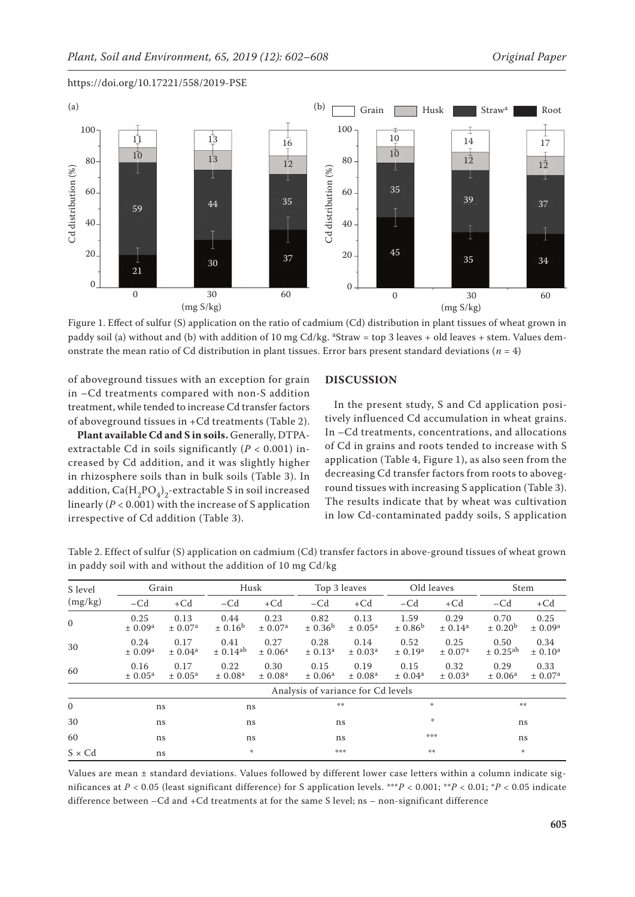Figure 1. Effect of sulfur (S) application on the ratio of cadmium (Cd) distribution in plant tissues of wheat grown in paddy soil (a) without and (b) with addition of 10 mg Cd/kg. [a]Straw = top 3 leaves + old leaves + stem. Values demonstrate the mean ratio of Cd distribution in plant tissues. Error bars present standard deviations ($n = 4$)

of aboveground tissues with an exception for grain in –Cd treatments compared with non-S addition treatment, while tended to increase Cd transfer factors of aboveground tissues in +Cd treatments (Table 2).

**Plant available Cd and S in soils.** Generally, DTPA-extractable Cd in soils significantly ($P < 0.001$) increased by Cd addition, and it was slightly higher in rhizosphere soils than in bulk soils (Table 3). In addition, $Ca(H_2PO_4)_2$-extractable S in soil increased linearly ($P < 0.001$) with the increase of S application irrespective of Cd addition (Table 3).

## DISCUSSION

In the present study, S and Cd application positively influenced Cd accumulation in wheat grains. In –Cd treatments, concentrations, and allocations of Cd in grains and roots tended to increase with S application (Table 4, Figure 1), as also seen from the decreasing Cd transfer factors from roots to aboveground tissues with increasing S application (Table 3). The results indicate that by wheat was cultivation in low Cd-contaminated paddy soils, S application

Table 2. Effect of sulfur (S) application on cadmium (Cd) transfer factors in above-ground tissues of wheat grown in paddy soil with and without the addition of 10 mg Cd/kg

| S level (mg/kg) | Grain | | Husk | | Top 3 leaves | | Old leaves | | Stem | |
|---|---|---|---|---|---|---|---|---|---|---|
| | –Cd | +Cd | –Cd | +Cd | –Cd | +Cd | –Cd | +Cd | –Cd | +Cd |
| 0 | 0.25 ± 0.09[a] | 0.13 ± 0.07[a] | 0.44 ± 0.16[b] | 0.23 ± 0.07[a] | 0.82 ± 0.36[b] | 0.13 ± 0.05[a] | 1.59 ± 0.86[b] | 0.29 ± 0.14[a] | 0.70 ± 0.20[b] | 0.25 ± 0.09[a] |
| 30 | 0.24 ± 0.09[a] | 0.17 ± 0.04[a] | 0.41 ± 0.14[ab] | 0.27 ± 0.06[a] | 0.28 ± 0.13[a] | 0.14 ± 0.03[a] | 0.52 ± 0.19[a] | 0.25 ± 0.07[a] | 0.50 ± 0.25[ab] | 0.34 ± 0.10[a] |
| 60 | 0.16 ± 0.05[a] | 0.17 ± 0.05[a] | 0.22 ± 0.08[a] | 0.30 ± 0.08[a] | 0.15 ± 0.06[a] | 0.19 ± 0.08[a] | 0.15 ± 0.04[a] | 0.32 ± 0.03[a] | 0.29 ± 0.06[a] | 0.33 ± 0.07[a] |
| Analysis of variance for Cd levels | | | | | | | | | | |
| 0 | ns | | ns | | ** | | * | | ** | |
| 30 | ns | | ns | | ns | | * | | ns | |
| 60 | ns | | ns | | ns | | *** | | ns | |
| S × Cd | ns | | * | | *** | | ** | | * | |

Values are mean ± standard deviations. Values followed by different lower case letters within a column indicate significances at $P < 0.05$ (least significant difference) for S application levels. ***$P < 0.001$; **$P < 0.01$; *$P < 0.05$ indicate difference between –Cd and +Cd treatments at for the same S level; ns – non-significant difference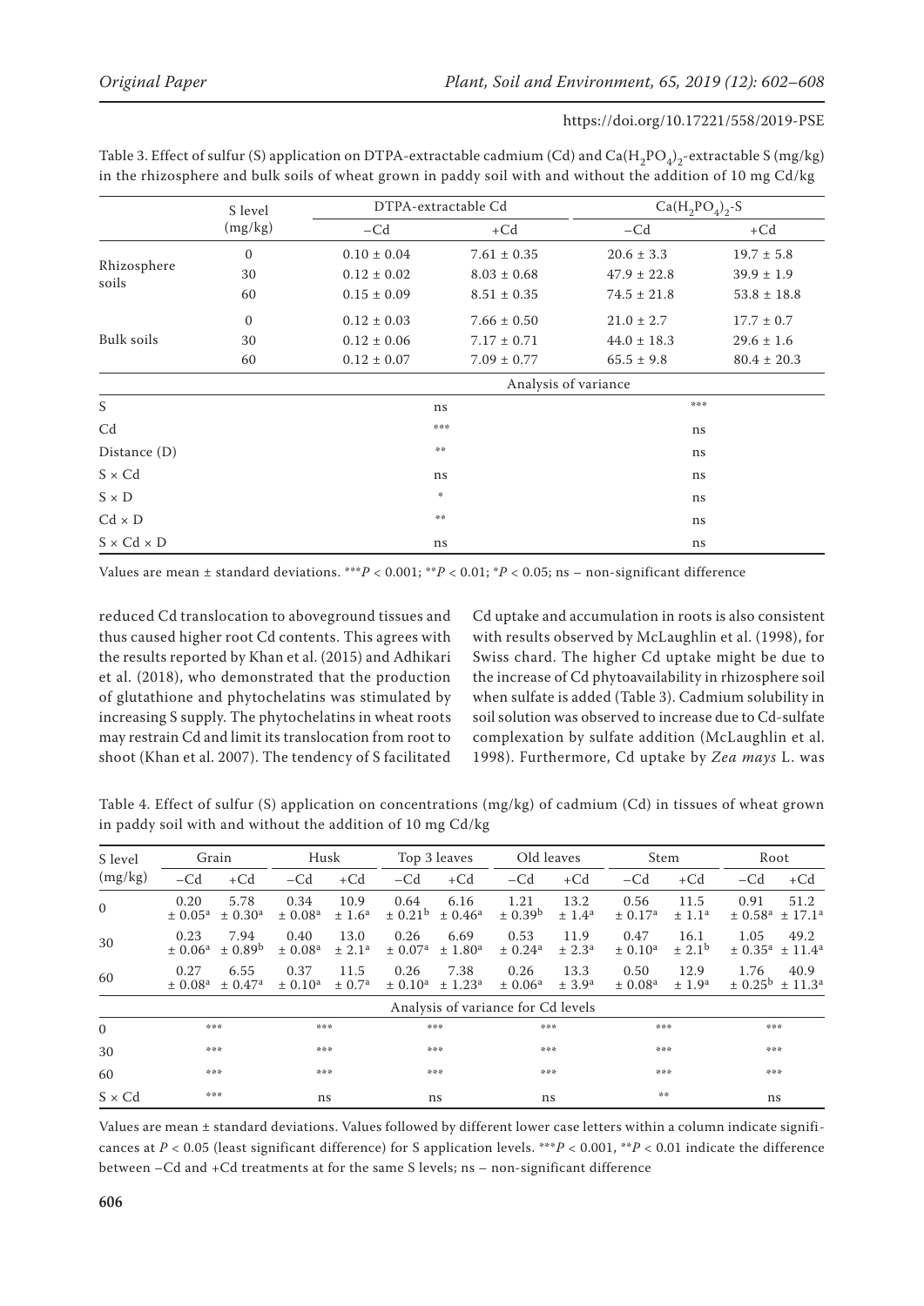Table 3. Effect of sulfur (S) application on DTPA-extractable cadmium (Cd) and $Ca(H_2PO_4)_2$-extractable S (mg/kg) in the rhizosphere and bulk soils of wheat grown in paddy soil with and without the addition of 10 mg Cd/kg

| | S level (mg/kg) | DTPA-extractable Cd | | $Ca(H_2PO_4)_2$-S | |
|---|---|---|---|---|---|
| | | −Cd | +Cd | −Cd | +Cd |
| Rhizosphere soils | 0 | 0.10 ± 0.04 | 7.61 ± 0.35 | 20.6 ± 3.3 | 19.7 ± 5.8 |
| | 30 | 0.12 ± 0.02 | 8.03 ± 0.68 | 47.9 ± 22.8 | 39.9 ± 1.9 |
| | 60 | 0.15 ± 0.09 | 8.51 ± 0.35 | 74.5 ± 21.8 | 53.8 ± 18.8 |
| Bulk soils | 0 | 0.12 ± 0.03 | 7.66 ± 0.50 | 21.0 ± 2.7 | 17.7 ± 0.7 |
| | 30 | 0.12 ± 0.06 | 7.17 ± 0.71 | 44.0 ± 18.3 | 29.6 ± 1.6 |
| | 60 | 0.12 ± 0.07 | 7.09 ± 0.77 | 65.5 ± 9.8 | 80.4 ± 20.3 |
| | | Analysis of variance | | | |
| S | | ns | | *** | |
| Cd | | *** | | ns | |
| Distance (D) | | ** | | ns | |
| S × Cd | | ns | | ns | |
| S × D | | * | | ns | |
| Cd × D | | ** | | ns | |
| S × Cd × D | | ns | | ns | |

Values are mean ± standard deviations. ***$P < 0.001$; **$P < 0.01$; *$P < 0.05$; ns – non-significant difference

reduced Cd translocation to aboveground tissues and thus caused higher root Cd contents. This agrees with the results reported by Khan et al. (2015) and Adhikari et al. (2018), who demonstrated that the production of glutathione and phytochelatins was stimulated by increasing S supply. The phytochelatins in wheat roots may restrain Cd and limit its translocation from root to shoot (Khan et al. 2007). The tendency of S facilitated Cd uptake and accumulation in roots is also consistent with results observed by McLaughlin et al. (1998), for Swiss chard. The higher Cd uptake might be due to the increase of Cd phytoavailability in rhizosphere soil when sulfate is added (Table 3). Cadmium solubility in soil solution was observed to increase due to Cd-sulfate complexation by sulfate addition (McLaughlin et al. 1998). Furthermore, Cd uptake by *Zea mays* L. was

Table 4. Effect of sulfur (S) application on concentrations (mg/kg) of cadmium (Cd) in tissues of wheat grown in paddy soil with and without the addition of 10 mg Cd/kg

| S level (mg/kg) | Grain | | Husk | | Top 3 leaves | | Old leaves | | Stem | | Root | |
|---|---|---|---|---|---|---|---|---|---|---|---|---|
| | −Cd | +Cd | −Cd | +Cd | −Cd | +Cd | −Cd | +Cd | −Cd | +Cd | −Cd | +Cd |
| 0 | 0.20 ± 0.05[a] | 5.78 ± 0.30[a] | 0.34 ± 0.08[a] | 10.9 ± 1.6[a] | 0.64 ± 0.21[b] | 6.16 ± 0.46[a] | 1.21 ± 0.39[b] | 13.2 ± 1.4[a] | 0.56 ± 0.17[a] | 11.5 ± 1.1[a] | 0.91 ± 0.58[a] | 51.2 ± 17.1[a] |
| 30 | 0.23 ± 0.06[a] | 7.94 ± 0.89[b] | 0.40 ± 0.08[a] | 13.0 ± 2.1[a] | 0.26 ± 0.07[a] | 6.69 ± 1.80[a] | 0.53 ± 0.24[a] | 11.9 ± 2.3[a] | 0.47 ± 0.10[a] | 16.1 ± 2.1[b] | 1.05 ± 0.35[a] | 49.2 ± 11.4[a] |
| 60 | 0.27 ± 0.08[a] | 6.55 ± 0.47[a] | 0.37 ± 0.10[a] | 11.5 ± 0.7[a] | 0.26 ± 0.10[a] | 7.38 ± 1.23[a] | 0.26 ± 0.06[a] | 13.3 ± 3.9[a] | 0.50 ± 0.08[a] | 12.9 ± 1.9[a] | 1.76 ± 0.25[b] | 40.9 ± 11.3[a] |
| | Analysis of variance for Cd levels | | | | | | | | | | | |
| 0 | *** | | *** | | *** | | *** | | *** | | *** | |
| 30 | *** | | *** | | *** | | *** | | *** | | *** | |
| 60 | *** | | *** | | *** | | *** | | *** | | *** | |
| S × Cd | *** | | ns | | ns | | ns | | ** | | ns | |

Values are mean ± standard deviations. Values followed by different lower case letters within a column indicate significances at $P < 0.05$ (least significant difference) for S application levels. ***$P < 0.001$, **$P < 0.01$ indicate the difference between −Cd and +Cd treatments at for the same S levels; ns – non-significant difference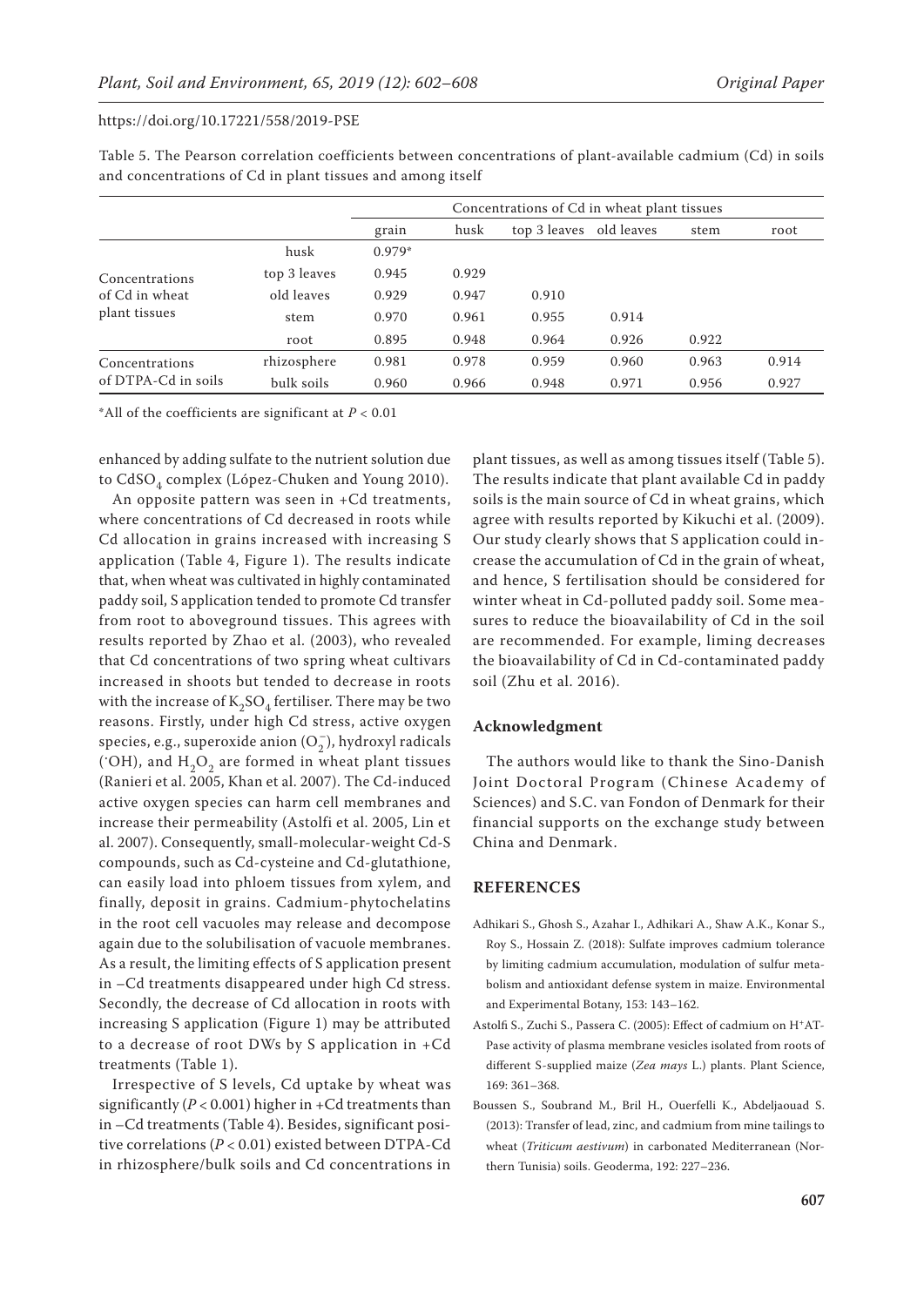Table 5. The Pearson correlation coefficients between concentrations of plant-available cadmium (Cd) in soils and concentrations of Cd in plant tissues and among itself

| | | Concentrations of Cd in wheat plant tissues | | | | | |
|---|---|---|---|---|---|---|---|
| | | grain | husk | top 3 leaves | old leaves | stem | root |
| Concentrations of Cd in wheat plant tissues | husk | 0.979* | | | | | |
| | top 3 leaves | 0.945 | 0.929 | | | | |
| | old leaves | 0.929 | 0.947 | 0.910 | | | |
| | stem | 0.970 | 0.961 | 0.955 | 0.914 | | |
| | root | 0.895 | 0.948 | 0.964 | 0.926 | 0.922 | |
| Concentrations of DTPA-Cd in soils | rhizosphere | 0.981 | 0.978 | 0.959 | 0.960 | 0.963 | 0.914 |
| | bulk soils | 0.960 | 0.966 | 0.948 | 0.971 | 0.956 | 0.927 |

*All of the coefficients are significant at $P < 0.01$

enhanced by adding sulfate to the nutrient solution due to $CdSO_4$ complex (López-Chuken and Young 2010).

An opposite pattern was seen in +Cd treatments, where concentrations of Cd decreased in roots while Cd allocation in grains increased with increasing S application (Table 4, Figure 1). The results indicate that, when wheat was cultivated in highly contaminated paddy soil, S application tended to promote Cd transfer from root to aboveground tissues. This agrees with results reported by Zhao et al. (2003), who revealed that Cd concentrations of two spring wheat cultivars increased in shoots but tended to decrease in roots with the increase of $K_2SO_4$ fertiliser. There may be two reasons. Firstly, under high Cd stress, active oxygen species, e.g., superoxide anion ($O_2^-$), hydroxyl radicals ($^{\cdot}OH$), and $H_2O_2$ are formed in wheat plant tissues (Ranieri et al. 2005, Khan et al. 2007). The Cd-induced active oxygen species can harm cell membranes and increase their permeability (Astolfi et al. 2005, Lin et al. 2007). Consequently, small-molecular-weight Cd-S compounds, such as Cd-cysteine and Cd-glutathione, can easily load into phloem tissues from xylem, and finally, deposit in grains. Cadmium-phytochelatins in the root cell vacuoles may release and decompose again due to the solubilisation of vacuole membranes. As a result, the limiting effects of S application present in –Cd treatments disappeared under high Cd stress. Secondly, the decrease of Cd allocation in roots with increasing S application (Figure 1) may be attributed to a decrease of root DWs by S application in +Cd treatments (Table 1).

Irrespective of S levels, Cd uptake by wheat was significantly ($P < 0.001$) higher in +Cd treatments than in –Cd treatments (Table 4). Besides, significant positive correlations ($P < 0.01$) existed between DTPA-Cd in rhizosphere/bulk soils and Cd concentrations in plant tissues, as well as among tissues itself (Table 5). The results indicate that plant available Cd in paddy soils is the main source of Cd in wheat grains, which agree with results reported by Kikuchi et al. (2009). Our study clearly shows that S application could increase the accumulation of Cd in the grain of wheat, and hence, S fertilisation should be considered for winter wheat in Cd-polluted paddy soil. Some measures to reduce the bioavailability of Cd in the soil are recommended. For example, liming decreases the bioavailability of Cd in Cd-contaminated paddy soil (Zhu et al. 2016).

## Acknowledgment

The authors would like to thank the Sino-Danish Joint Doctoral Program (Chinese Academy of Sciences) and S.C. van Fondon of Denmark for their financial supports on the exchange study between China and Denmark.

## REFERENCES

Adhikari S., Ghosh S., Azahar I., Adhikari A., Shaw A.K., Konar S., Roy S., Hossain Z. (2018): Sulfate improves cadmium tolerance by limiting cadmium accumulation, modulation of sulfur metabolism and antioxidant defense system in maize. Environmental and Experimental Botany, 153: 143–162.

Astolfi S., Zuchi S., Passera C. (2005): Effect of cadmium on H+AT-Pase activity of plasma membrane vesicles isolated from roots of different S-supplied maize (*Zea mays* L.) plants. Plant Science, 169: 361–368.

Boussen S., Soubrand M., Bril H., Ouerfelli K., Abdeljaouad S. (2013): Transfer of lead, zinc, and cadmium from mine tailings to wheat (*Triticum aestivum*) in carbonated Mediterranean (Northern Tunisia) soils. Geoderma, 192: 227–236.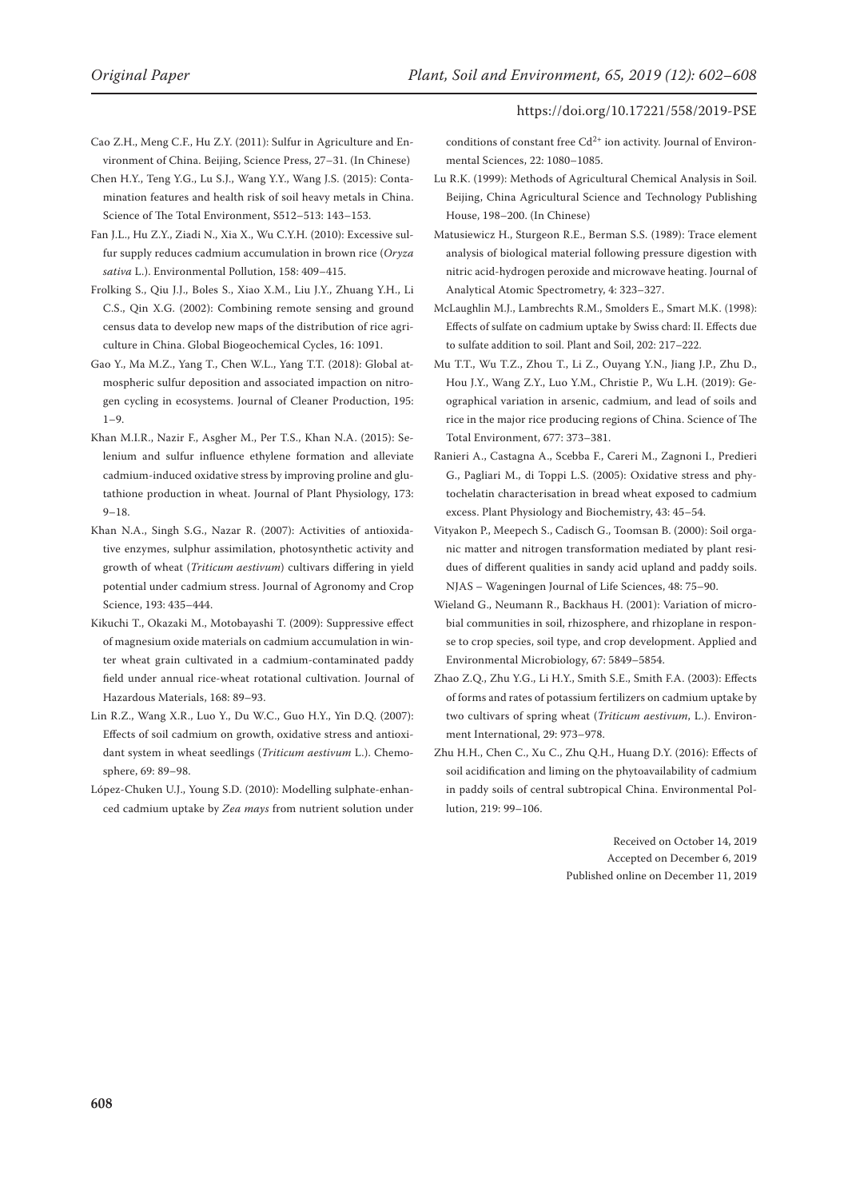Cao Z.H., Meng C.F., Hu Z.Y. (2011): Sulfur in Agriculture and Environment of China. Beijing, Science Press, 27–31. (In Chinese)

Chen H.Y., Teng Y.G., Lu S.J., Wang Y.Y., Wang J.S. (2015): Contamination features and health risk of soil heavy metals in China. Science of The Total Environment, S512–513: 143–153.

Fan J.L., Hu Z.Y., Ziadi N., Xia X., Wu C.Y.H. (2010): Excessive sulfur supply reduces cadmium accumulation in brown rice (*Oryza sativa* L.). Environmental Pollution, 158: 409–415.

Frolking S., Qiu J.J., Boles S., Xiao X.M., Liu J.Y., Zhuang Y.H., Li C.S., Qin X.G. (2002): Combining remote sensing and ground census data to develop new maps of the distribution of rice agriculture in China. Global Biogeochemical Cycles, 16: 1091.

Gao Y., Ma M.Z., Yang T., Chen W.L., Yang T.T. (2018): Global atmospheric sulfur deposition and associated impaction on nitrogen cycling in ecosystems. Journal of Cleaner Production, 195: 1–9.

Khan M.I.R., Nazir F., Asgher M., Per T.S., Khan N.A. (2015): Selenium and sulfur influence ethylene formation and alleviate cadmium-induced oxidative stress by improving proline and glutathione production in wheat. Journal of Plant Physiology, 173: 9–18.

Khan N.A., Singh S.G., Nazar R. (2007): Activities of antioxidative enzymes, sulphur assimilation, photosynthetic activity and growth of wheat (*Triticum aestivum*) cultivars differing in yield potential under cadmium stress. Journal of Agronomy and Crop Science, 193: 435–444.

Kikuchi T., Okazaki M., Motobayashi T. (2009): Suppressive effect of magnesium oxide materials on cadmium accumulation in winter wheat grain cultivated in a cadmium-contaminated paddy field under annual rice-wheat rotational cultivation. Journal of Hazardous Materials, 168: 89–93.

Lin R.Z., Wang X.R., Luo Y., Du W.C., Guo H.Y., Yin D.Q. (2007): Effects of soil cadmium on growth, oxidative stress and antioxidant system in wheat seedlings (*Triticum aestivum* L.). Chemosphere, 69: 89–98.

López-Chuken U.J., Young S.D. (2010): Modelling sulphate-enhanced cadmium uptake by *Zea mays* from nutrient solution under conditions of constant free $Cd^{2+}$ ion activity. Journal of Environmental Sciences, 22: 1080–1085.

Lu R.K. (1999): Methods of Agricultural Chemical Analysis in Soil. Beijing, China Agricultural Science and Technology Publishing House, 198–200. (In Chinese)

Matusiewicz H., Sturgeon R.E., Berman S.S. (1989): Trace element analysis of biological material following pressure digestion with nitric acid-hydrogen peroxide and microwave heating. Journal of Analytical Atomic Spectrometry, 4: 323–327.

McLaughlin M.J., Lambrechts R.M., Smolders E., Smart M.K. (1998): Effects of sulfate on cadmium uptake by Swiss chard: II. Effects due to sulfate addition to soil. Plant and Soil, 202: 217–222.

Mu T.T., Wu T.Z., Zhou T., Li Z., Ouyang Y.N., Jiang J.P., Zhu D., Hou J.Y., Wang Z.Y., Luo Y.M., Christie P., Wu L.H. (2019): Geographical variation in arsenic, cadmium, and lead of soils and rice in the major rice producing regions of China. Science of The Total Environment, 677: 373–381.

Ranieri A., Castagna A., Scebba F., Careri M., Zagnoni I., Predieri G., Pagliari M., di Toppi L.S. (2005): Oxidative stress and phytochelatin characterisation in bread wheat exposed to cadmium excess. Plant Physiology and Biochemistry, 43: 45–54.

Vityakon P., Meepech S., Cadisch G., Toomsan B. (2000): Soil organic matter and nitrogen transformation mediated by plant residues of different qualities in sandy acid upland and paddy soils. NJAS – Wageningen Journal of Life Sciences, 48: 75–90.

Wieland G., Neumann R., Backhaus H. (2001): Variation of microbial communities in soil, rhizosphere, and rhizoplane in response to crop species, soil type, and crop development. Applied and Environmental Microbiology, 67: 5849–5854.

Zhao Z.Q., Zhu Y.G., Li H.Y., Smith S.E., Smith F.A. (2003): Effects of forms and rates of potassium fertilizers on cadmium uptake by two cultivars of spring wheat (*Triticum aestivum*, L.). Environment International, 29: 973–978.

Zhu H.H., Chen C., Xu C., Zhu Q.H., Huang D.Y. (2016): Effects of soil acidification and liming on the phytoavailability of cadmium in paddy soils of central subtropical China. Environmental Pollution, 219: 99–106.

Received on October 14, 2019
Accepted on December 6, 2019
Published online on December 11, 2019